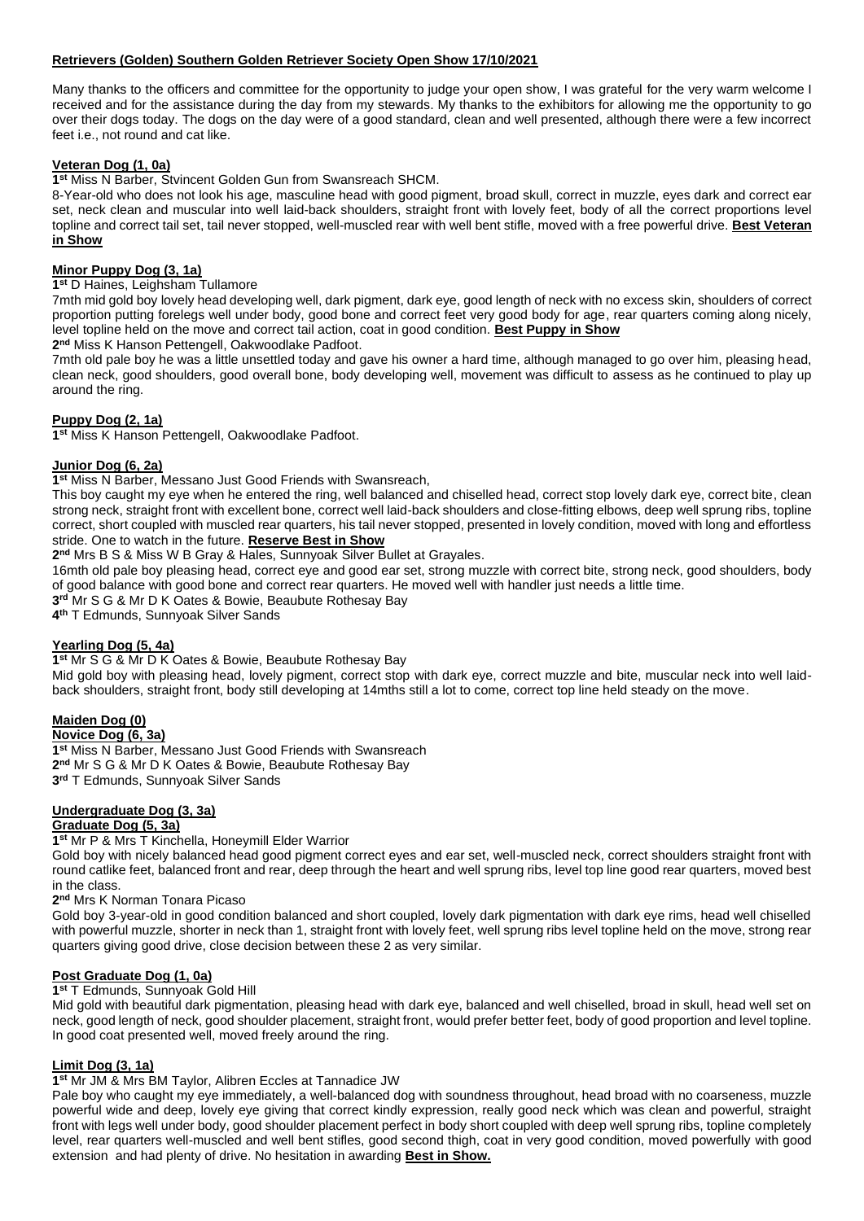**Retrievers (Golden) Southern Golden Retriever Society Open Show 17/10/2021**

Many thanks to the officers and committee for the opportunity to judge your open show, I was grateful for the very warm welcome I received and for the assistance during the day from my stewards. My thanks to the exhibitors for allowing me the opportunity to go over their dogs today. The dogs on the day were of a good standard, clean and well presented, although there were a few incorrect feet i.e., not round and cat like.

**Veteran Dog (1, 0a)**

**1st** Miss N Barber, Stvincent Golden Gun from Swansreach SHCM.

8-Year-old who does not look his age, masculine head with good pigment, broad skull, correct in muzzle, eyes dark and correct ear set, neck clean and muscular into well laid-back shoulders, straight front with lovely feet, body of all the correct proportions level topline and correct tail set, tail never stopped, well-muscled rear with well bent stifle, moved with a free powerful drive. **Best Veteran in Show**

**Minor Puppy Dog (3, 1a)**

**1st** D Haines, Leighsham Tullamore

7mth mid gold boy lovely head developing well, dark pigment, dark eye, good length of neck with no excess skin, shoulders of correct proportion putting forelegs well under body, good bone and correct feet very good body for age, rear quarters coming along nicely, level topline held on the move and correct tail action, coat in good condition. **Best Puppy in Show**

**2nd** Miss K Hanson Pettengell, Oakwoodlake Padfoot.

7mth old pale boy he was a little unsettled today and gave his owner a hard time, although managed to go over him, pleasing head, clean neck, good shoulders, good overall bone, body developing well, movement was difficult to assess as he continued to play up around the ring.

**Puppy Dog (2, 1a)**

**1st** Miss K Hanson Pettengell, Oakwoodlake Padfoot.

**Junior Dog (6, 2a)**

**1st** Miss N Barber, Messano Just Good Friends with Swansreach,

This boy caught my eye when he entered the ring, well balanced and chiselled head, correct stop lovely dark eye, correct bite, clean strong neck, straight front with excellent bone, correct well laid-back shoulders and close-fitting elbows, deep well sprung ribs, topline correct, short coupled with muscled rear quarters, his tail never stopped, presented in lovely condition, moved with long and effortless stride. One to watch in the future. **Reserve Best in Show**

**2nd** Mrs B S & Miss W B Gray & Hales, Sunnyoak Silver Bullet at Grayales.

16mth old pale boy pleasing head, correct eye and good ear set, strong muzzle with correct bite, strong neck, good shoulders, body of good balance with good bone and correct rear quarters. He moved well with handler just needs a little time.

**3rd** Mr S G & Mr D K Oates & Bowie, Beaubute Rothesay Bay

**4th** T Edmunds, Sunnyoak Silver Sands

**Yearling Dog (5, 4a)**

**1st** Mr S G & Mr D K Oates & Bowie, Beaubute Rothesay Bay

Mid gold boy with pleasing head, lovely pigment, correct stop with dark eye, correct muzzle and bite, muscular neck into well laid-back shoulders, straight front, body still developing at 14mths still a lot to come, correct top line held steady on the move.

**Maiden Dog (0)**

**Novice Dog (6, 3a)**

**1st** Miss N Barber, Messano Just Good Friends with Swansreach

**2nd** Mr S G & Mr D K Oates & Bowie, Beaubute Rothesay Bay

**3rd** T Edmunds, Sunnyoak Silver Sands

**Undergraduate Dog (3, 3a)**

**Graduate Dog (5, 3a)**

**1st** Mr P & Mrs T Kinchella, Honeymill Elder Warrior

Gold boy with nicely balanced head good pigment correct eyes and ear set, well-muscled neck, correct shoulders straight front with round catlike feet, balanced front and rear, deep through the heart and well sprung ribs, level top line good rear quarters, moved best in the class.

**2nd** Mrs K Norman Tonara Picaso

Gold boy 3-year-old in good condition balanced and short coupled, lovely dark pigmentation with dark eye rims, head well chiselled with powerful muzzle, shorter in neck than 1, straight front with lovely feet, well sprung ribs level topline held on the move, strong rear quarters giving good drive, close decision between these 2 as very similar.

**Post Graduate Dog (1, 0a)**

**1st** T Edmunds, Sunnyoak Gold Hill

Mid gold with beautiful dark pigmentation, pleasing head with dark eye, balanced and well chiselled, broad in skull, head well set on neck, good length of neck, good shoulder placement, straight front, would prefer better feet, body of good proportion and level topline. In good coat presented well, moved freely around the ring.

**Limit Dog (3, 1a)**

**1st** Mr JM & Mrs BM Taylor, Alibren Eccles at Tannadice JW

Pale boy who caught my eye immediately, a well-balanced dog with soundness throughout, head broad with no coarseness, muzzle powerful wide and deep, lovely eye giving that correct kindly expression, really good neck which was clean and powerful, straight front with legs well under body, good shoulder placement perfect in body short coupled with deep well sprung ribs, topline completely level, rear quarters well-muscled and well bent stifles, good second thigh, coat in very good condition, moved powerfully with good extension and had plenty of drive. No hesitation in awarding **Best in Show.**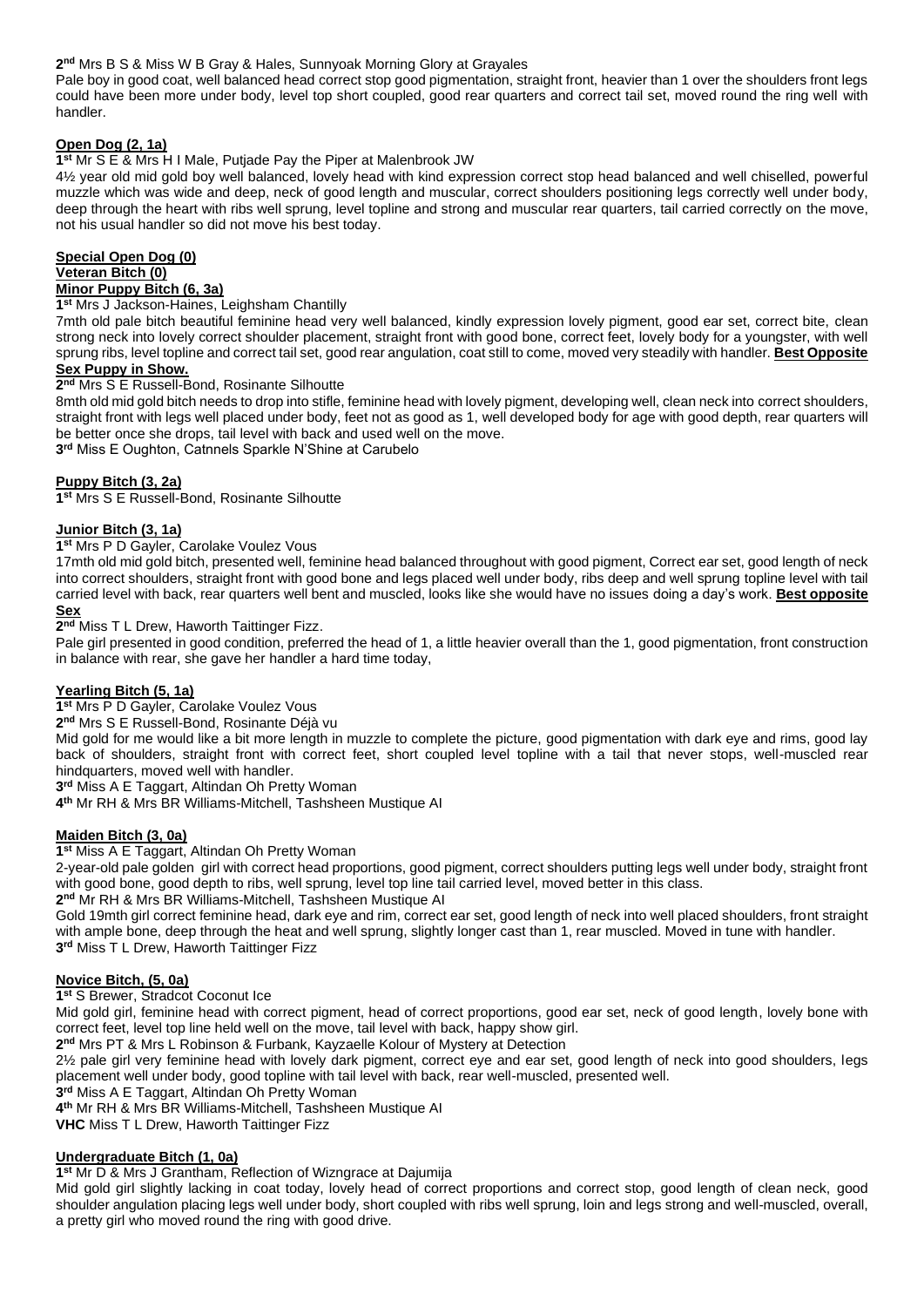**2nd** Mrs B S & Miss W B Gray & Hales, Sunnyoak Morning Glory at Grayales

Pale boy in good coat, well balanced head correct stop good pigmentation, straight front, heavier than 1 over the shoulders front legs could have been more under body, level top short coupled, good rear quarters and correct tail set, moved round the ring well with handler.

**Open Dog (2, 1a)**

**1st** Mr S E & Mrs H I Male, Putjade Pay the Piper at Malenbrook JW

4½ year old mid gold boy well balanced, lovely head with kind expression correct stop head balanced and well chiselled, powerful muzzle which was wide and deep, neck of good length and muscular, correct shoulders positioning legs correctly well under body, deep through the heart with ribs well sprung, level topline and strong and muscular rear quarters, tail carried correctly on the move, not his usual handler so did not move his best today.

**Special Open Dog (0)**

**Veteran Bitch (0)**

**Minor Puppy Bitch (6, 3a)**

**1st** Mrs J Jackson-Haines, Leighsham Chantilly

7mth old pale bitch beautiful feminine head very well balanced, kindly expression lovely pigment, good ear set, correct bite, clean strong neck into lovely correct shoulder placement, straight front with good bone, correct feet, lovely body for a youngster, with well sprung ribs, level topline and correct tail set, good rear angulation, coat still to come, moved very steadily with handler. **Best Opposite Sex Puppy in Show.**

**2nd** Mrs S E Russell-Bond, Rosinante Silhoutte

8mth old mid gold bitch needs to drop into stifle, feminine head with lovely pigment, developing well, clean neck into correct shoulders, straight front with legs well placed under body, feet not as good as 1, well developed body for age with good depth, rear quarters will be better once she drops, tail level with back and used well on the move.

**3rd** Miss E Oughton, Catnnels Sparkle N'Shine at Carubelo

**Puppy Bitch (3, 2a)**

**1st** Mrs S E Russell-Bond, Rosinante Silhoutte

**Junior Bitch (3, 1a)**

**1st** Mrs P D Gayler, Carolake Voulez Vous

17mth old mid gold bitch, presented well, feminine head balanced throughout with good pigment, Correct ear set, good length of neck into correct shoulders, straight front with good bone and legs placed well under body, ribs deep and well sprung topline level with tail carried level with back, rear quarters well bent and muscled, looks like she would have no issues doing a day's work. **Best opposite Sex**

**2nd** Miss T L Drew, Haworth Taittinger Fizz.

Pale girl presented in good condition, preferred the head of 1, a little heavier overall than the 1, good pigmentation, front construction in balance with rear, she gave her handler a hard time today,

**Yearling Bitch (5, 1a)**

**1st** Mrs P D Gayler, Carolake Voulez Vous

**2nd** Mrs S E Russell-Bond, Rosinante Déjà vu

Mid gold for me would like a bit more length in muzzle to complete the picture, good pigmentation with dark eye and rims, good lay back of shoulders, straight front with correct feet, short coupled level topline with a tail that never stops, well-muscled rear hindquarters, moved well with handler.

**3rd** Miss A E Taggart, Altindan Oh Pretty Woman

**4th** Mr RH & Mrs BR Williams-Mitchell, Tashsheen Mustique AI

**Maiden Bitch (3, 0a)**

**1st** Miss A E Taggart, Altindan Oh Pretty Woman

2-year-old pale golden girl with correct head proportions, good pigment, correct shoulders putting legs well under body, straight front with good bone, good depth to ribs, well sprung, level top line tail carried level, moved better in this class.

**2nd** Mr RH & Mrs BR Williams-Mitchell, Tashsheen Mustique AI

Gold 19mth girl correct feminine head, dark eye and rim, correct ear set, good length of neck into well placed shoulders, front straight with ample bone, deep through the heat and well sprung, slightly longer cast than 1, rear muscled. Moved in tune with handler.

**3rd** Miss T L Drew, Haworth Taittinger Fizz

**Novice Bitch, (5, 0a)**

**1st** S Brewer, Stradcot Coconut Ice

Mid gold girl, feminine head with correct pigment, head of correct proportions, good ear set, neck of good length, lovely bone with correct feet, level top line held well on the move, tail level with back, happy show girl.

**2nd** Mrs PT & Mrs L Robinson & Furbank, Kayzaelle Kolour of Mystery at Detection

2½ pale girl very feminine head with lovely dark pigment, correct eye and ear set, good length of neck into good shoulders, legs placement well under body, good topline with tail level with back, rear well-muscled, presented well.

**3rd** Miss A E Taggart, Altindan Oh Pretty Woman

**4th** Mr RH & Mrs BR Williams-Mitchell, Tashsheen Mustique AI

**VHC** Miss T L Drew, Haworth Taittinger Fizz

**Undergraduate Bitch (1, 0a)**

**1st** Mr D & Mrs J Grantham, Reflection of Wizngrace at Dajumija

Mid gold girl slightly lacking in coat today, lovely head of correct proportions and correct stop, good length of clean neck, good shoulder angulation placing legs well under body, short coupled with ribs well sprung, loin and legs strong and well-muscled, overall, a pretty girl who moved round the ring with good drive.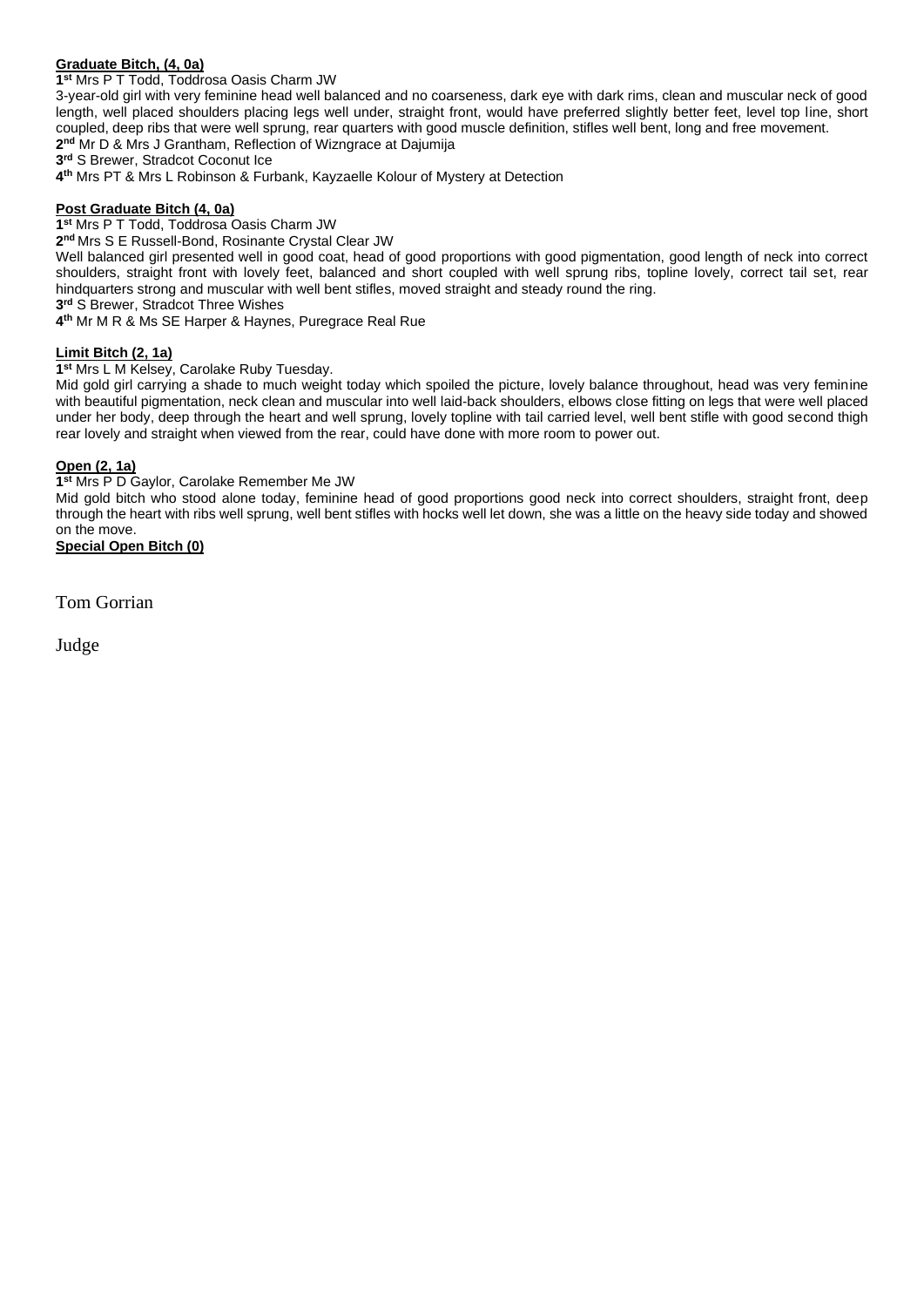**Graduate Bitch, (4, 0a)**

**1st** Mrs P T Todd, Toddrosa Oasis Charm JW

3-year-old girl with very feminine head well balanced and no coarseness, dark eye with dark rims, clean and muscular neck of good length, well placed shoulders placing legs well under, straight front, would have preferred slightly better feet, level top line, short coupled, deep ribs that were well sprung, rear quarters with good muscle definition, stifles well bent, long and free movement.

**2nd** Mr D & Mrs J Grantham, Reflection of Wizngrace at Dajumija

**3rd** S Brewer, Stradcot Coconut Ice

**4th** Mrs PT & Mrs L Robinson & Furbank, Kayzaelle Kolour of Mystery at Detection

**Post Graduate Bitch (4, 0a)**

**1st** Mrs P T Todd, Toddrosa Oasis Charm JW

**2nd** Mrs S E Russell-Bond, Rosinante Crystal Clear JW

Well balanced girl presented well in good coat, head of good proportions with good pigmentation, good length of neck into correct shoulders, straight front with lovely feet, balanced and short coupled with well sprung ribs, topline lovely, correct tail set, rear hindquarters strong and muscular with well bent stifles, moved straight and steady round the ring.

**3rd** S Brewer, Stradcot Three Wishes

**4th** Mr M R & Ms SE Harper & Haynes, Puregrace Real Rue

**Limit Bitch (2, 1a)**

**1st** Mrs L M Kelsey, Carolake Ruby Tuesday.

Mid gold girl carrying a shade to much weight today which spoiled the picture, lovely balance throughout, head was very feminine with beautiful pigmentation, neck clean and muscular into well laid-back shoulders, elbows close fitting on legs that were well placed under her body, deep through the heart and well sprung, lovely topline with tail carried level, well bent stifle with good second thigh rear lovely and straight when viewed from the rear, could have done with more room to power out.

**Open (2, 1a)**

**1st** Mrs P D Gaylor, Carolake Remember Me JW

Mid gold bitch who stood alone today, feminine head of good proportions good neck into correct shoulders, straight front, deep through the heart with ribs well sprung, well bent stifles with hocks well let down, she was a little on the heavy side today and showed on the move.

**Special Open Bitch (0)**

Tom Gorrian

Judge